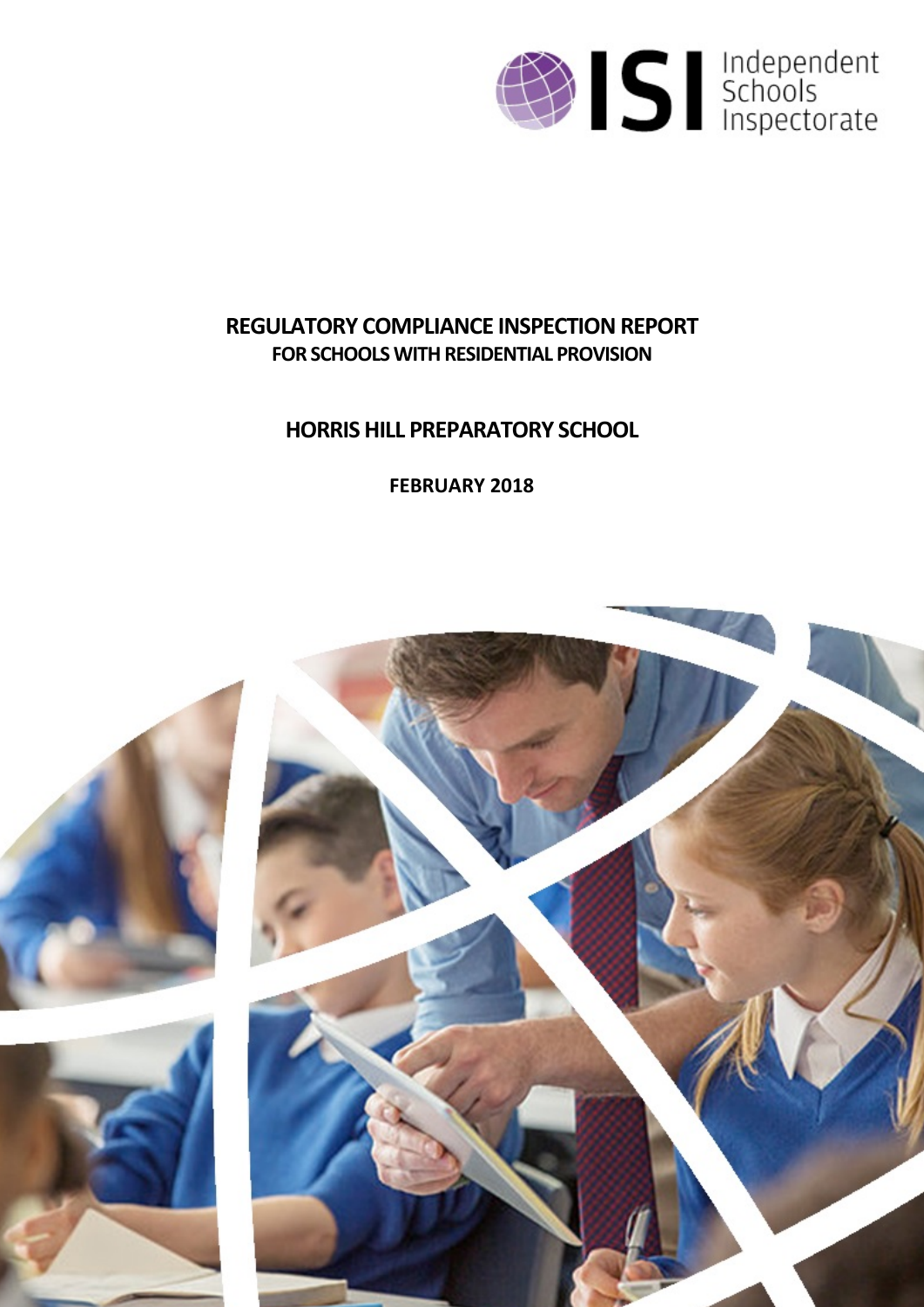ISI Independent Schools Inspectorate

# REGULATORY COMPLIANCE INSPECTION REPORT
## FOR SCHOOLS WITH RESIDENTIAL PROVISION

# HORRIS HILL PREPARATORY SCHOOL

**FEBRUARY 2018**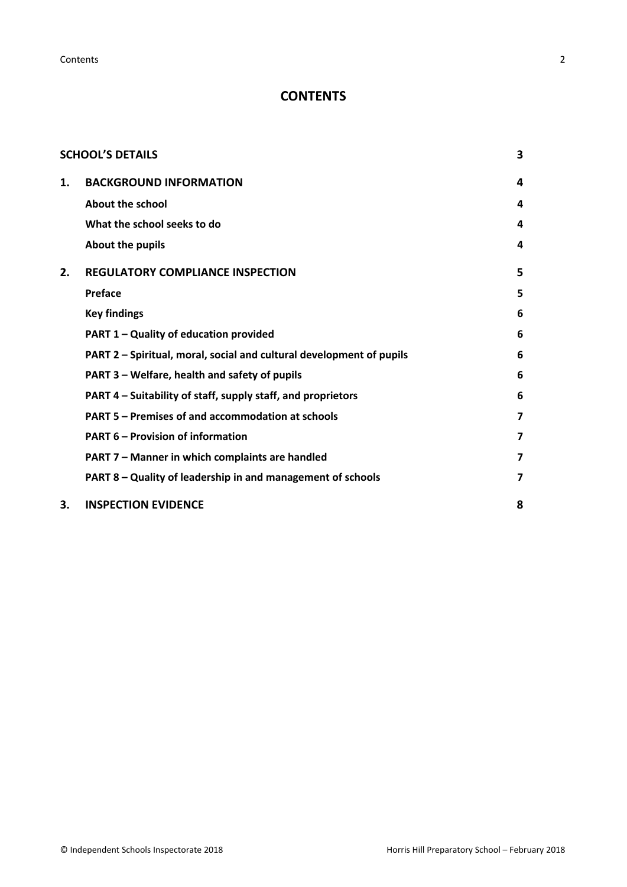# CONTENTS

| | | |
|---|---|---|
| **SCHOOL'S DETAILS** | | **3** |
| **1.** | **BACKGROUND INFORMATION** | **4** |
| | **About the school** | **4** |
| | **What the school seeks to do** | **4** |
| | **About the pupils** | **4** |
| **2.** | **REGULATORY COMPLIANCE INSPECTION** | **5** |
| | **Preface** | **5** |
| | **Key findings** | **6** |
| | **PART 1 – Quality of education provided** | **6** |
| | **PART 2 – Spiritual, moral, social and cultural development of pupils** | **6** |
| | **PART 3 – Welfare, health and safety of pupils** | **6** |
| | **PART 4 – Suitability of staff, supply staff, and proprietors** | **6** |
| | **PART 5 – Premises of and accommodation at schools** | **7** |
| | **PART 6 – Provision of information** | **7** |
| | **PART 7 – Manner in which complaints are handled** | **7** |
| | **PART 8 – Quality of leadership in and management of schools** | **7** |
| **3.** | **INSPECTION EVIDENCE** | **8** |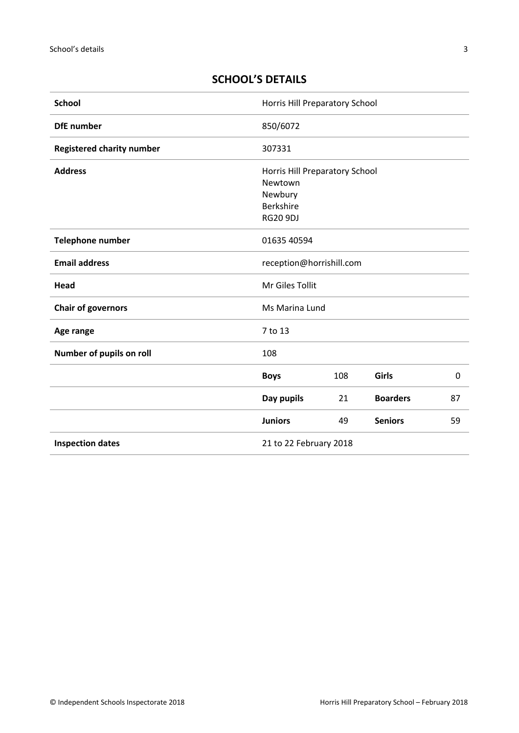## SCHOOL'S DETAILS

| | | | | |
|---|---|---|---|---|
| **School** | Horris Hill Preparatory School | | | |
| **DfE number** | 850/6072 | | | |
| **Registered charity number** | 307331 | | | |
| **Address** | Horris Hill Preparatory School<br>Newtown<br>Newbury<br>Berkshire<br>RG20 9DJ | | | |
| **Telephone number** | 01635 40594 | | | |
| **Email address** | reception@horrishill.com | | | |
| **Head** | Mr Giles Tollit | | | |
| **Chair of governors** | Ms Marina Lund | | | |
| **Age range** | 7 to 13 | | | |
| **Number of pupils on roll** | 108 | | | |
| | **Boys** | 108 | **Girls** | 0 |
| | **Day pupils** | 21 | **Boarders** | 87 |
| | **Juniors** | 49 | **Seniors** | 59 |
| **Inspection dates** | 21 to 22 February 2018 | | | |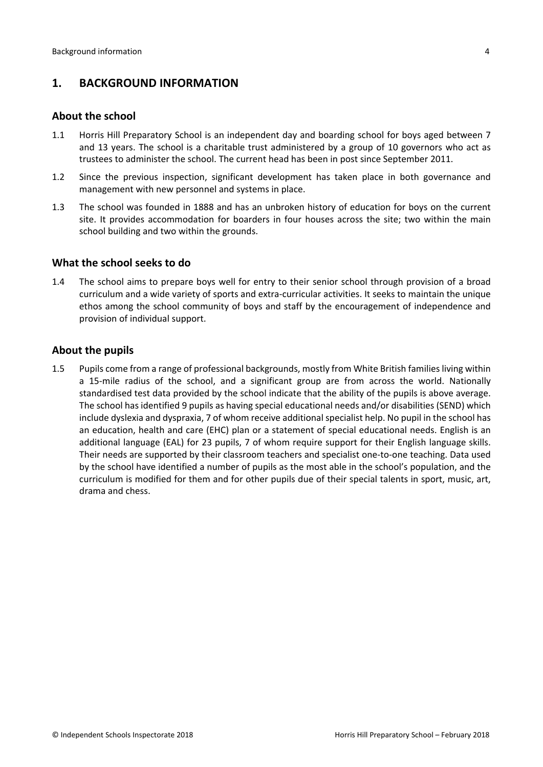## 1. BACKGROUND INFORMATION

### About the school

1.1 Horris Hill Preparatory School is an independent day and boarding school for boys aged between 7 and 13 years. The school is a charitable trust administered by a group of 10 governors who act as trustees to administer the school. The current head has been in post since September 2011.

1.2 Since the previous inspection, significant development has taken place in both governance and management with new personnel and systems in place.

1.3 The school was founded in 1888 and has an unbroken history of education for boys on the current site. It provides accommodation for boarders in four houses across the site; two within the main school building and two within the grounds.

### What the school seeks to do

1.4 The school aims to prepare boys well for entry to their senior school through provision of a broad curriculum and a wide variety of sports and extra-curricular activities. It seeks to maintain the unique ethos among the school community of boys and staff by the encouragement of independence and provision of individual support.

### About the pupils

1.5 Pupils come from a range of professional backgrounds, mostly from White British families living within a 15-mile radius of the school, and a significant group are from across the world. Nationally standardised test data provided by the school indicate that the ability of the pupils is above average. The school has identified 9 pupils as having special educational needs and/or disabilities (SEND) which include dyslexia and dyspraxia, 7 of whom receive additional specialist help. No pupil in the school has an education, health and care (EHC) plan or a statement of special educational needs. English is an additional language (EAL) for 23 pupils, 7 of whom require support for their English language skills. Their needs are supported by their classroom teachers and specialist one-to-one teaching. Data used by the school have identified a number of pupils as the most able in the school's population, and the curriculum is modified for them and for other pupils due of their special talents in sport, music, art, drama and chess.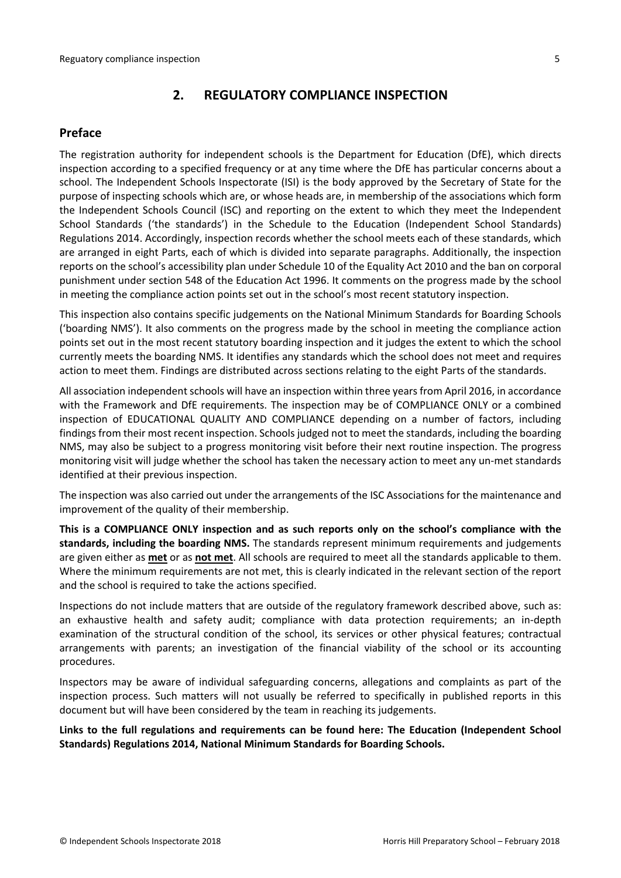## 2. REGULATORY COMPLIANCE INSPECTION

### Preface

The registration authority for independent schools is the Department for Education (DfE), which directs inspection according to a specified frequency or at any time where the DfE has particular concerns about a school. The Independent Schools Inspectorate (ISI) is the body approved by the Secretary of State for the purpose of inspecting schools which are, or whose heads are, in membership of the associations which form the Independent Schools Council (ISC) and reporting on the extent to which they meet the Independent School Standards ('the standards') in the Schedule to the Education (Independent School Standards) Regulations 2014. Accordingly, inspection records whether the school meets each of these standards, which are arranged in eight Parts, each of which is divided into separate paragraphs. Additionally, the inspection reports on the school's accessibility plan under Schedule 10 of the Equality Act 2010 and the ban on corporal punishment under section 548 of the Education Act 1996. It comments on the progress made by the school in meeting the compliance action points set out in the school's most recent statutory inspection.

This inspection also contains specific judgements on the National Minimum Standards for Boarding Schools ('boarding NMS'). It also comments on the progress made by the school in meeting the compliance action points set out in the most recent statutory boarding inspection and it judges the extent to which the school currently meets the boarding NMS. It identifies any standards which the school does not meet and requires action to meet them. Findings are distributed across sections relating to the eight Parts of the standards.

All association independent schools will have an inspection within three years from April 2016, in accordance with the Framework and DfE requirements. The inspection may be of COMPLIANCE ONLY or a combined inspection of EDUCATIONAL QUALITY AND COMPLIANCE depending on a number of factors, including findings from their most recent inspection. Schools judged not to meet the standards, including the boarding NMS, may also be subject to a progress monitoring visit before their next routine inspection. The progress monitoring visit will judge whether the school has taken the necessary action to meet any un-met standards identified at their previous inspection.

The inspection was also carried out under the arrangements of the ISC Associations for the maintenance and improvement of the quality of their membership.

**This is a COMPLIANCE ONLY inspection and as such reports only on the school's compliance with the standards, including the boarding NMS.** The standards represent minimum requirements and judgements are given either as **met** or as **not met**. All schools are required to meet all the standards applicable to them. Where the minimum requirements are not met, this is clearly indicated in the relevant section of the report and the school is required to take the actions specified.

Inspections do not include matters that are outside of the regulatory framework described above, such as: an exhaustive health and safety audit; compliance with data protection requirements; an in-depth examination of the structural condition of the school, its services or other physical features; contractual arrangements with parents; an investigation of the financial viability of the school or its accounting procedures.

Inspectors may be aware of individual safeguarding concerns, allegations and complaints as part of the inspection process. Such matters will not usually be referred to specifically in published reports in this document but will have been considered by the team in reaching its judgements.

**Links to the full regulations and requirements can be found here: The Education (Independent School Standards) Regulations 2014, National Minimum Standards for Boarding Schools.**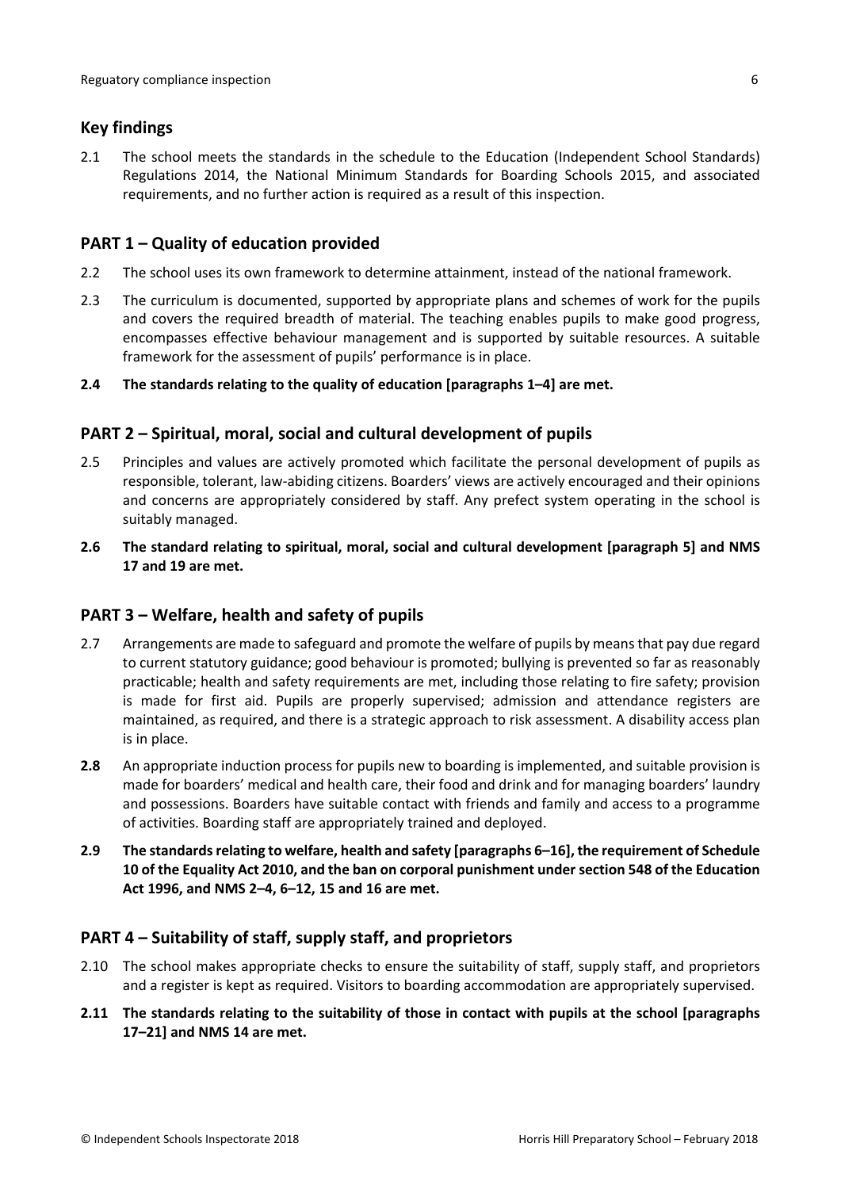## Key findings

2.1 The school meets the standards in the schedule to the Education (Independent School Standards) Regulations 2014, the National Minimum Standards for Boarding Schools 2015, and associated requirements, and no further action is required as a result of this inspection.

## PART 1 – Quality of education provided

2.2 The school uses its own framework to determine attainment, instead of the national framework.

2.3 The curriculum is documented, supported by appropriate plans and schemes of work for the pupils and covers the required breadth of material. The teaching enables pupils to make good progress, encompasses effective behaviour management and is supported by suitable resources. A suitable framework for the assessment of pupils' performance is in place.

**2.4 The standards relating to the quality of education [paragraphs 1–4] are met.**

## PART 2 – Spiritual, moral, social and cultural development of pupils

2.5 Principles and values are actively promoted which facilitate the personal development of pupils as responsible, tolerant, law-abiding citizens. Boarders' views are actively encouraged and their opinions and concerns are appropriately considered by staff. Any prefect system operating in the school is suitably managed.

**2.6 The standard relating to spiritual, moral, social and cultural development [paragraph 5] and NMS 17 and 19 are met.**

## PART 3 – Welfare, health and safety of pupils

2.7 Arrangements are made to safeguard and promote the welfare of pupils by means that pay due regard to current statutory guidance; good behaviour is promoted; bullying is prevented so far as reasonably practicable; health and safety requirements are met, including those relating to fire safety; provision is made for first aid. Pupils are properly supervised; admission and attendance registers are maintained, as required, and there is a strategic approach to risk assessment. A disability access plan is in place.

**2.8** An appropriate induction process for pupils new to boarding is implemented, and suitable provision is made for boarders' medical and health care, their food and drink and for managing boarders' laundry and possessions. Boarders have suitable contact with friends and family and access to a programme of activities. Boarding staff are appropriately trained and deployed.

**2.9 The standards relating to welfare, health and safety [paragraphs 6–16], the requirement of Schedule 10 of the Equality Act 2010, and the ban on corporal punishment under section 548 of the Education Act 1996, and NMS 2–4, 6–12, 15 and 16 are met.**

## PART 4 – Suitability of staff, supply staff, and proprietors

2.10 The school makes appropriate checks to ensure the suitability of staff, supply staff, and proprietors and a register is kept as required. Visitors to boarding accommodation are appropriately supervised.

**2.11 The standards relating to the suitability of those in contact with pupils at the school [paragraphs 17–21] and NMS 14 are met.**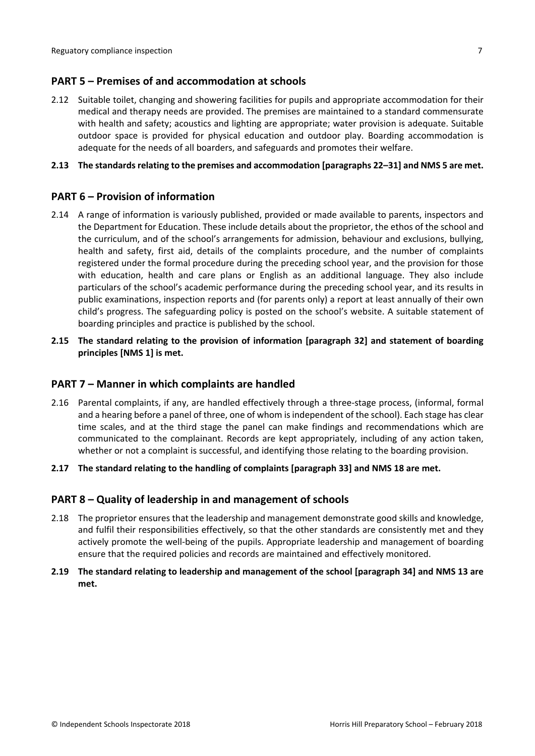## PART 5 – Premises of and accommodation at schools

2.12 Suitable toilet, changing and showering facilities for pupils and appropriate accommodation for their medical and therapy needs are provided. The premises are maintained to a standard commensurate with health and safety; acoustics and lighting are appropriate; water provision is adequate. Suitable outdoor space is provided for physical education and outdoor play. Boarding accommodation is adequate for the needs of all boarders, and safeguards and promotes their welfare.

**2.13 The standards relating to the premises and accommodation [paragraphs 22–31] and NMS 5 are met.**

## PART 6 – Provision of information

2.14 A range of information is variously published, provided or made available to parents, inspectors and the Department for Education. These include details about the proprietor, the ethos of the school and the curriculum, and of the school's arrangements for admission, behaviour and exclusions, bullying, health and safety, first aid, details of the complaints procedure, and the number of complaints registered under the formal procedure during the preceding school year, and the provision for those with education, health and care plans or English as an additional language. They also include particulars of the school's academic performance during the preceding school year, and its results in public examinations, inspection reports and (for parents only) a report at least annually of their own child's progress. The safeguarding policy is posted on the school's website. A suitable statement of boarding principles and practice is published by the school.

**2.15 The standard relating to the provision of information [paragraph 32] and statement of boarding principles [NMS 1] is met.**

## PART 7 – Manner in which complaints are handled

2.16 Parental complaints, if any, are handled effectively through a three-stage process, (informal, formal and a hearing before a panel of three, one of whom is independent of the school). Each stage has clear time scales, and at the third stage the panel can make findings and recommendations which are communicated to the complainant. Records are kept appropriately, including of any action taken, whether or not a complaint is successful, and identifying those relating to the boarding provision.

**2.17 The standard relating to the handling of complaints [paragraph 33] and NMS 18 are met.**

## PART 8 – Quality of leadership in and management of schools

2.18 The proprietor ensures that the leadership and management demonstrate good skills and knowledge, and fulfil their responsibilities effectively, so that the other standards are consistently met and they actively promote the well-being of the pupils. Appropriate leadership and management of boarding ensure that the required policies and records are maintained and effectively monitored.

**2.19 The standard relating to leadership and management of the school [paragraph 34] and NMS 13 are met.**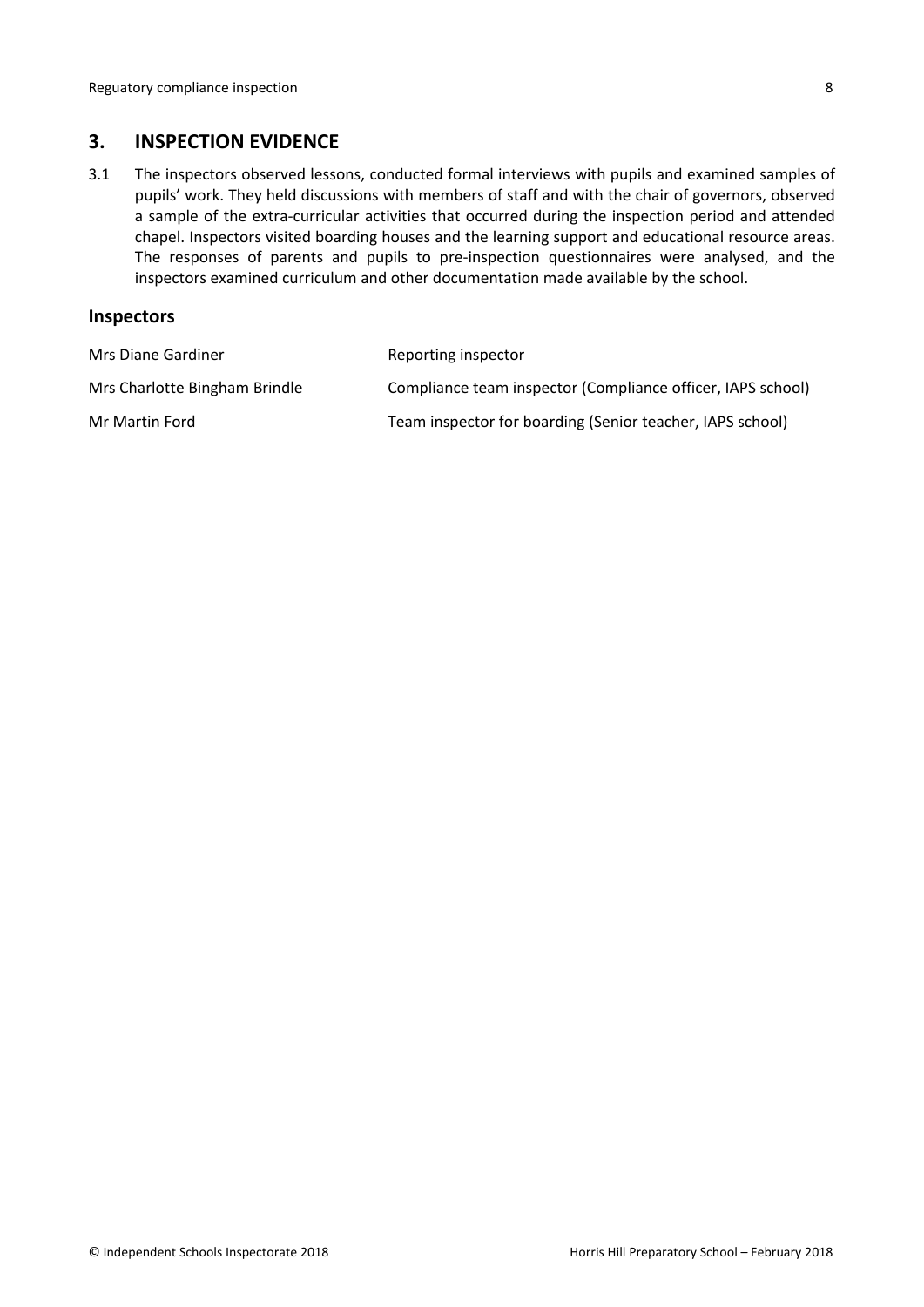## 3. INSPECTION EVIDENCE

3.1 The inspectors observed lessons, conducted formal interviews with pupils and examined samples of pupils' work. They held discussions with members of staff and with the chair of governors, observed a sample of the extra-curricular activities that occurred during the inspection period and attended chapel. Inspectors visited boarding houses and the learning support and educational resource areas. The responses of parents and pupils to pre-inspection questionnaires were analysed, and the inspectors examined curriculum and other documentation made available by the school.

### Inspectors

| | |
|---|---|
| Mrs Diane Gardiner | Reporting inspector |
| Mrs Charlotte Bingham Brindle | Compliance team inspector (Compliance officer, IAPS school) |
| Mr Martin Ford | Team inspector for boarding (Senior teacher, IAPS school) |